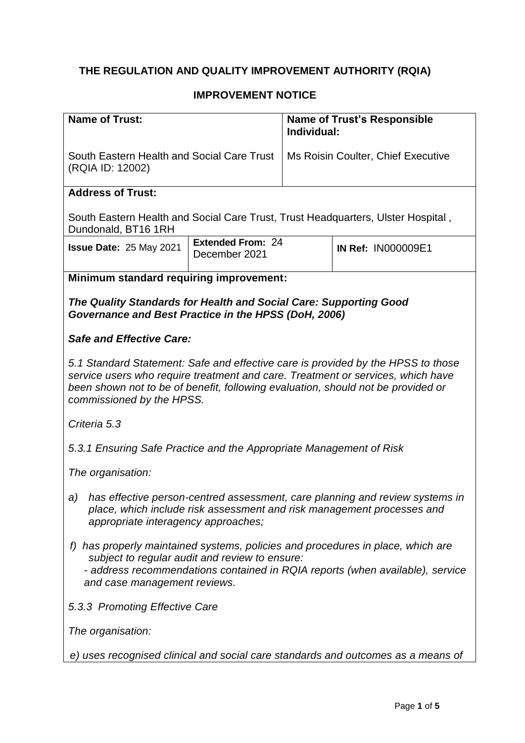# THE REGULATION AND QUALITY IMPROVEMENT AUTHORITY (RQIA)

## IMPROVEMENT NOTICE

| **Name of Trust:** | | **Name of Trust's Responsible Individual:** |
|---|---|---|
| South Eastern Health and Social Care Trust (RQIA ID: 12002) | | Ms Roisin Coulter, Chief Executive |
| **Address of Trust:** South Eastern Health and Social Care Trust, Trust Headquarters, Ulster Hospital , Dundonald, BT16 1RH | | |
| **Issue Date:** 25 May 2021 | **Extended From:** 24 December 2021 | **IN Ref:** IN000009E1 |

**Minimum standard requiring improvement:**

***The Quality Standards for Health and Social Care: Supporting Good Governance and Best Practice in the HPSS (DoH, 2006)***

***Safe and Effective Care:***

*5.1 Standard Statement: Safe and effective care is provided by the HPSS to those service users who require treatment and care. Treatment or services, which have been shown not to be of benefit, following evaluation, should not be provided or commissioned by the HPSS.*

*Criteria 5.3*

*5.3.1 Ensuring Safe Practice and the Appropriate Management of Risk*

*The organisation:*

*a) has effective person-centred assessment, care planning and review systems in place, which include risk assessment and risk management processes and appropriate interagency approaches;*

*f) has properly maintained systems, policies and procedures in place, which are subject to regular audit and review to ensure:*
*- address recommendations contained in RQIA reports (when available), service and case management reviews.*

*5.3.3 Promoting Effective Care*

*The organisation:*

*e) uses recognised clinical and social care standards and outcomes as a means of*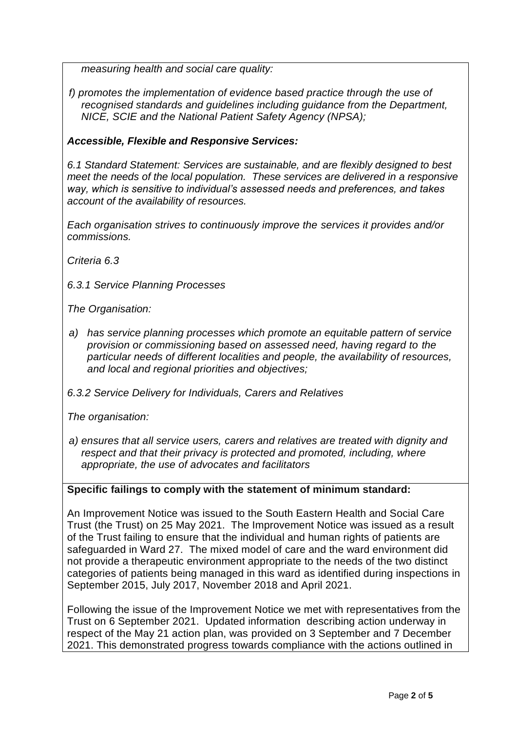*measuring health and social care quality:*

*f) promotes the implementation of evidence based practice through the use of recognised standards and guidelines including guidance from the Department, NICE, SCIE and the National Patient Safety Agency (NPSA);*

***Accessible, Flexible and Responsive Services:***

*6.1 Standard Statement: Services are sustainable, and are flexibly designed to best meet the needs of the local population. These services are delivered in a responsive way, which is sensitive to individual's assessed needs and preferences, and takes account of the availability of resources.*

*Each organisation strives to continuously improve the services it provides and/or commissions.*

*Criteria 6.3*

*6.3.1 Service Planning Processes*

*The Organisation:*

*a) has service planning processes which promote an equitable pattern of service provision or commissioning based on assessed need, having regard to the particular needs of different localities and people, the availability of resources, and local and regional priorities and objectives;*

*6.3.2 Service Delivery for Individuals, Carers and Relatives*

*The organisation:*

*a) ensures that all service users, carers and relatives are treated with dignity and respect and that their privacy is protected and promoted, including, where appropriate, the use of advocates and facilitators*

**Specific failings to comply with the statement of minimum standard:**

An Improvement Notice was issued to the South Eastern Health and Social Care Trust (the Trust) on 25 May 2021. The Improvement Notice was issued as a result of the Trust failing to ensure that the individual and human rights of patients are safeguarded in Ward 27. The mixed model of care and the ward environment did not provide a therapeutic environment appropriate to the needs of the two distinct categories of patients being managed in this ward as identified during inspections in September 2015, July 2017, November 2018 and April 2021.

Following the issue of the Improvement Notice we met with representatives from the Trust on 6 September 2021. Updated information describing action underway in respect of the May 21 action plan, was provided on 3 September and 7 December 2021. This demonstrated progress towards compliance with the actions outlined in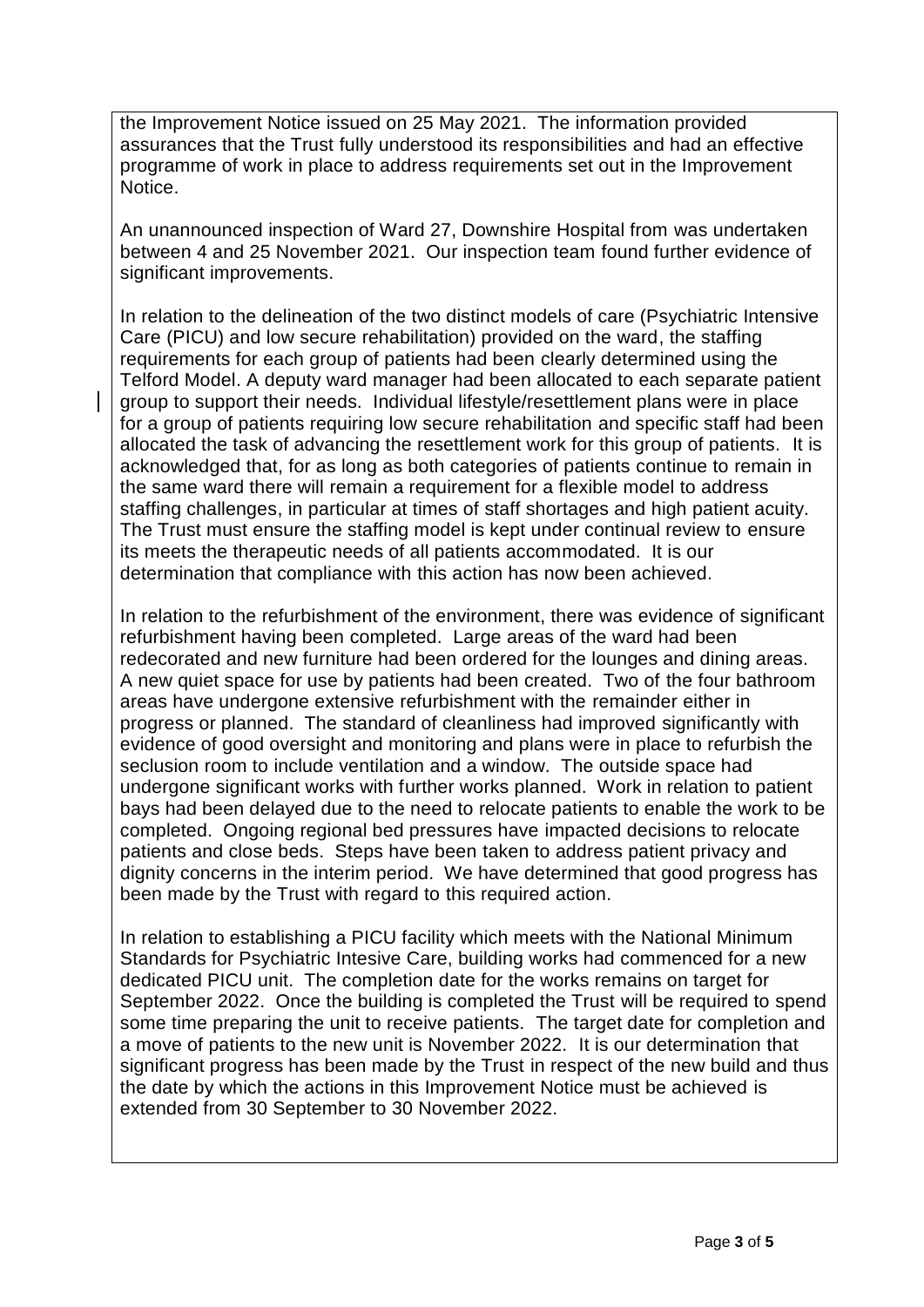the Improvement Notice issued on 25 May 2021. The information provided assurances that the Trust fully understood its responsibilities and had an effective programme of work in place to address requirements set out in the Improvement Notice.

An unannounced inspection of Ward 27, Downshire Hospital from was undertaken between 4 and 25 November 2021. Our inspection team found further evidence of significant improvements.

In relation to the delineation of the two distinct models of care (Psychiatric Intensive Care (PICU) and low secure rehabilitation) provided on the ward, the staffing requirements for each group of patients had been clearly determined using the Telford Model. A deputy ward manager had been allocated to each separate patient group to support their needs. Individual lifestyle/resettlement plans were in place for a group of patients requiring low secure rehabilitation and specific staff had been allocated the task of advancing the resettlement work for this group of patients. It is acknowledged that, for as long as both categories of patients continue to remain in the same ward there will remain a requirement for a flexible model to address staffing challenges, in particular at times of staff shortages and high patient acuity. The Trust must ensure the staffing model is kept under continual review to ensure its meets the therapeutic needs of all patients accommodated. It is our determination that compliance with this action has now been achieved.

In relation to the refurbishment of the environment, there was evidence of significant refurbishment having been completed. Large areas of the ward had been redecorated and new furniture had been ordered for the lounges and dining areas. A new quiet space for use by patients had been created. Two of the four bathroom areas have undergone extensive refurbishment with the remainder either in progress or planned. The standard of cleanliness had improved significantly with evidence of good oversight and monitoring and plans were in place to refurbish the seclusion room to include ventilation and a window. The outside space had undergone significant works with further works planned. Work in relation to patient bays had been delayed due to the need to relocate patients to enable the work to be completed. Ongoing regional bed pressures have impacted decisions to relocate patients and close beds. Steps have been taken to address patient privacy and dignity concerns in the interim period. We have determined that good progress has been made by the Trust with regard to this required action.

In relation to establishing a PICU facility which meets with the National Minimum Standards for Psychiatric Intesive Care, building works had commenced for a new dedicated PICU unit. The completion date for the works remains on target for September 2022. Once the building is completed the Trust will be required to spend some time preparing the unit to receive patients. The target date for completion and a move of patients to the new unit is November 2022. It is our determination that significant progress has been made by the Trust in respect of the new build and thus the date by which the actions in this Improvement Notice must be achieved is extended from 30 September to 30 November 2022.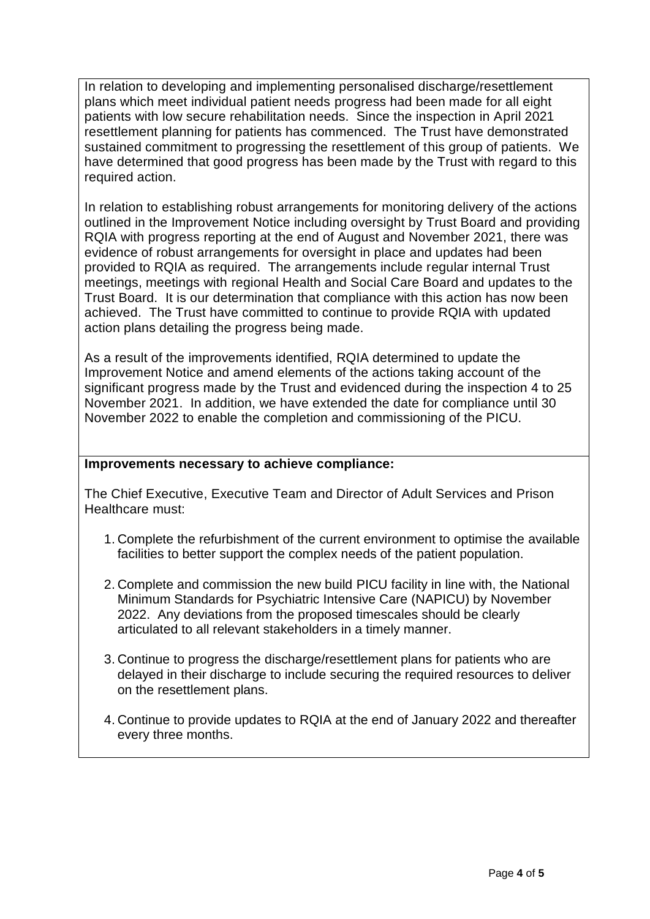In relation to developing and implementing personalised discharge/resettlement plans which meet individual patient needs progress had been made for all eight patients with low secure rehabilitation needs. Since the inspection in April 2021 resettlement planning for patients has commenced. The Trust have demonstrated sustained commitment to progressing the resettlement of this group of patients. We have determined that good progress has been made by the Trust with regard to this required action.

In relation to establishing robust arrangements for monitoring delivery of the actions outlined in the Improvement Notice including oversight by Trust Board and providing RQIA with progress reporting at the end of August and November 2021, there was evidence of robust arrangements for oversight in place and updates had been provided to RQIA as required. The arrangements include regular internal Trust meetings, meetings with regional Health and Social Care Board and updates to the Trust Board. It is our determination that compliance with this action has now been achieved. The Trust have committed to continue to provide RQIA with updated action plans detailing the progress being made.

As a result of the improvements identified, RQIA determined to update the Improvement Notice and amend elements of the actions taking account of the significant progress made by the Trust and evidenced during the inspection 4 to 25 November 2021. In addition, we have extended the date for compliance until 30 November 2022 to enable the completion and commissioning of the PICU.

**Improvements necessary to achieve compliance:**

The Chief Executive, Executive Team and Director of Adult Services and Prison Healthcare must:

1. Complete the refurbishment of the current environment to optimise the available facilities to better support the complex needs of the patient population.

2. Complete and commission the new build PICU facility in line with, the National Minimum Standards for Psychiatric Intensive Care (NAPICU) by November 2022. Any deviations from the proposed timescales should be clearly articulated to all relevant stakeholders in a timely manner.

3. Continue to progress the discharge/resettlement plans for patients who are delayed in their discharge to include securing the required resources to deliver on the resettlement plans.

4. Continue to provide updates to RQIA at the end of January 2022 and thereafter every three months.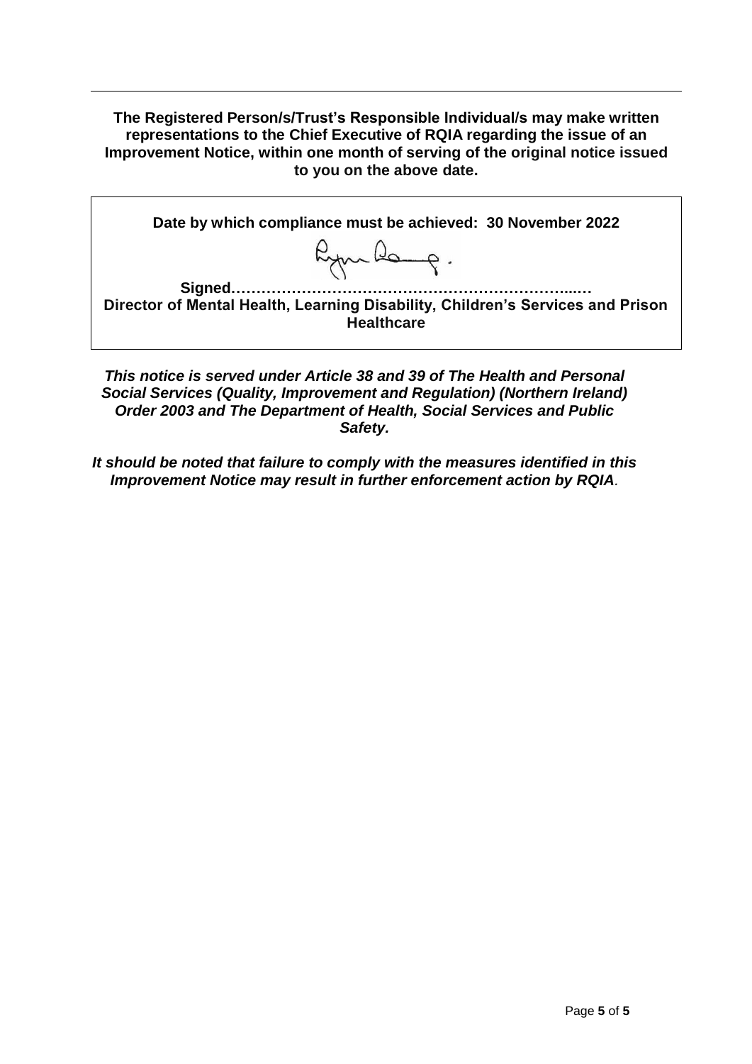**The Registered Person/s/Trust's Responsible Individual/s may make written representations to the Chief Executive of RQIA regarding the issue of an Improvement Notice, within one month of serving of the original notice issued to you on the above date.**

**Date by which compliance must be achieved: 30 November 2022**

**Signed………………………………………………………...…**
**Director of Mental Health, Learning Disability, Children's Services and Prison Healthcare**

***This notice is served under Article 38 and 39 of The Health and Personal Social Services (Quality, Improvement and Regulation) (Northern Ireland) Order 2003 and The Department of Health, Social Services and Public Safety.***

***It should be noted that failure to comply with the measures identified in this Improvement Notice may result in further enforcement action by RQIA.***